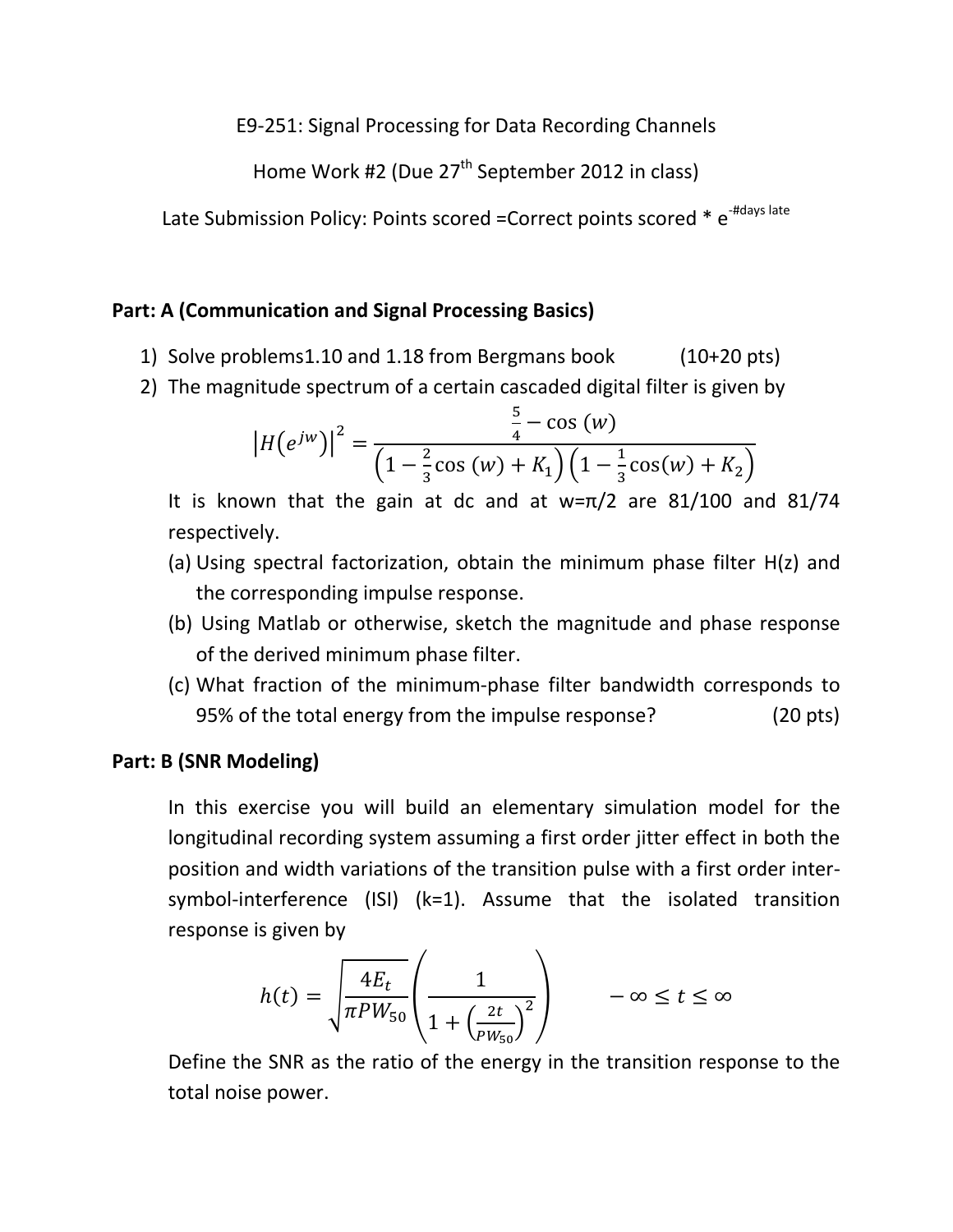E9-251: Signal Processing for Data Recording Channels

Home Work #2 (Due 27th September 2012 in class)

Late Submission Policy: Points scored =Correct points scored * $e^{-\#\text{days late}}$

## Part: A (Communication and Signal Processing Basics)

1) Solve problems1.10 and 1.18 from Bergmans book (10+20 pts)
2) The magnitude spectrum of a certain cascaded digital filter is given by

$$|H(e^{jw})|^2 = \frac{\frac{5}{4} - \cos(w)}{\left(1 - \frac{2}{3}\cos(w) + K_1\right)\left(1 - \frac{1}{3}\cos(w) + K_2\right)}$$

It is known that the gain at dc and at w=π/2 are 81/100 and 81/74 respectively.

(a) Using spectral factorization, obtain the minimum phase filter H(z) and the corresponding impulse response.

(b) Using Matlab or otherwise, sketch the magnitude and phase response of the derived minimum phase filter.

(c) What fraction of the minimum-phase filter bandwidth corresponds to 95% of the total energy from the impulse response? (20 pts)

## Part: B (SNR Modeling)

In this exercise you will build an elementary simulation model for the longitudinal recording system assuming a first order jitter effect in both the position and width variations of the transition pulse with a first order inter-symbol-interference (ISI) (k=1). Assume that the isolated transition response is given by

$$h(t) = \sqrt{\frac{4E_t}{\pi PW_{50}}}\left(\frac{1}{1 + \left(\frac{2t}{PW_{50}}\right)^2}\right) \qquad -\infty \leq t \leq \infty$$

Define the SNR as the ratio of the energy in the transition response to the total noise power.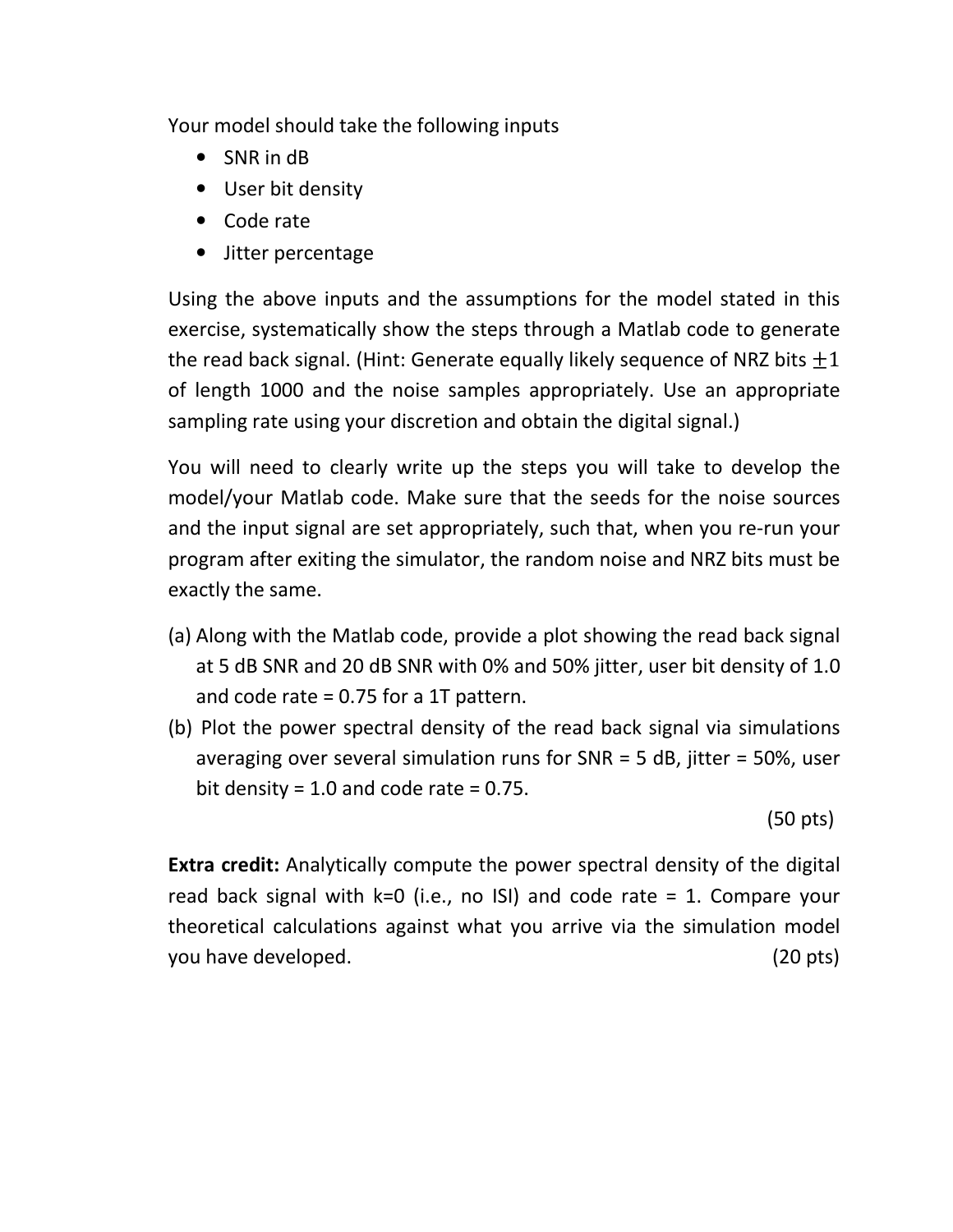Your model should take the following inputs

- SNR in dB
- User bit density
- Code rate
- Jitter percentage

Using the above inputs and the assumptions for the model stated in this exercise, systematically show the steps through a Matlab code to generate the read back signal. (Hint: Generate equally likely sequence of NRZ bits $\pm 1$ of length 1000 and the noise samples appropriately. Use an appropriate sampling rate using your discretion and obtain the digital signal.)

You will need to clearly write up the steps you will take to develop the model/your Matlab code. Make sure that the seeds for the noise sources and the input signal are set appropriately, such that, when you re-run your program after exiting the simulator, the random noise and NRZ bits must be exactly the same.

(a) Along with the Matlab code, provide a plot showing the read back signal at 5 dB SNR and 20 dB SNR with 0% and 50% jitter, user bit density of 1.0 and code rate = 0.75 for a 1T pattern.

(b) Plot the power spectral density of the read back signal via simulations averaging over several simulation runs for SNR = 5 dB, jitter = 50%, user bit density = 1.0 and code rate = 0.75.

(50 pts)

**Extra credit:** Analytically compute the power spectral density of the digital read back signal with k=0 (i.e., no ISI) and code rate = 1. Compare your theoretical calculations against what you arrive via the simulation model you have developed. (20 pts)